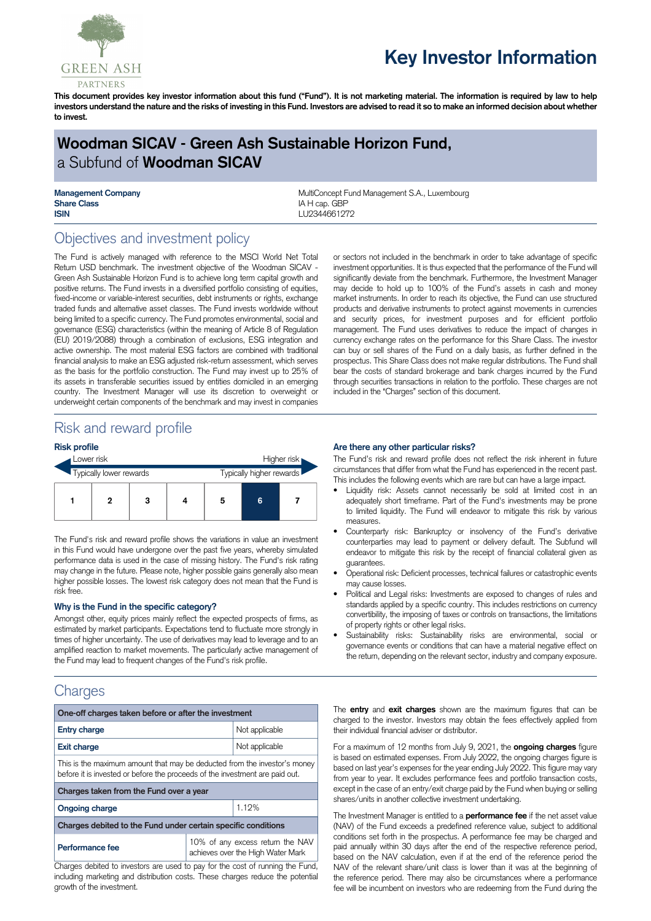GREEN ASH PARTNERS

# Key Investor Information

**This document provides key investor information about this fund ("Fund"). It is not marketing material. The information is required by law to help investors understand the nature and the risks of investing in this Fund. Investors are advised to read it so to make an informed decision about whether to invest.**

## Woodman SICAV - Green Ash Sustainable Horizon Fund, a Subfund of **Woodman SICAV**

| | |
|---|---|
| **Management Company** | MultiConcept Fund Management S.A., Luxembourg |
| **Share Class** | IA H cap. GBP |
| **ISIN** | LU2344661272 |

## Objectives and investment policy

The Fund is actively managed with reference to the MSCI World Net Total Return USD benchmark. The investment objective of the Woodman SICAV - Green Ash Sustainable Horizon Fund is to achieve long term capital growth and positive returns. The Fund invests in a diversified portfolio consisting of equities, fixed-income or variable-interest securities, debt instruments or rights, exchange traded funds and alternative asset classes. The Fund invests worldwide without being limited to a specific currency. The Fund promotes environmental, social and governance (ESG) characteristics (within the meaning of Article 8 of Regulation (EU) 2019/2088) through a combination of exclusions, ESG integration and active ownership. The most material ESG factors are combined with traditional financial analysis to make an ESG adjusted risk-return assessment, which serves as the basis for the portfolio construction. The Fund may invest up to 25% of its assets in transferable securities issued by entities domiciled in an emerging country. The Investment Manager will use its discretion to overweight or underweight certain components of the benchmark and may invest in companies or sectors not included in the benchmark in order to take advantage of specific investment opportunities. It is thus expected that the performance of the Fund will significantly deviate from the benchmark. Furthermore, the Investment Manager may decide to hold up to 100% of the Fund's assets in cash and money market instruments. In order to reach its objective, the Fund can use structured products and derivative instruments to protect against movements in currencies and security prices, for investment purposes and for efficient portfolio management. The Fund uses derivatives to reduce the impact of changes in currency exchange rates on the performance for this Share Class. The investor can buy or sell shares of the Fund on a daily basis, as further defined in the prospectus. This Share Class does not make regular distributions. The Fund shall bear the costs of standard brokerage and bank charges incurred by the Fund through securities transactions in relation to the portfolio. These charges are not included in the "Charges" section of this document.

## Risk and reward profile

### Risk profile

Lower risk — Higher risk
Typically lower rewards — Typically higher rewards

| 1 | 2 | 3 | 4 | 5 | **6** | 7 |
|---|---|---|---|---|---|---|

The Fund's risk and reward profile shows the variations in value an investment in this Fund would have undergone over the past five years, whereby simulated performance data is used in the case of missing history. The Fund's risk rating may change in the future. Please note, higher possible gains generally also mean higher possible losses. The lowest risk category does not mean that the Fund is risk free.

### Why is the Fund in the specific category?

Amongst other, equity prices mainly reflect the expected prospects of firms, as estimated by market participants. Expectations tend to fluctuate more strongly in times of higher uncertainty. The use of derivatives may lead to leverage and to an amplified reaction to market movements. The particularly active management of the Fund may lead to frequent changes of the Fund's risk profile.

### Are there any other particular risks?

The Fund's risk and reward profile does not reflect the risk inherent in future circumstances that differ from what the Fund has experienced in the recent past. This includes the following events which are rare but can have a large impact.

- Liquidity risk: Assets cannot necessarily be sold at limited cost in an adequately short timeframe. Part of the Fund's investments may be prone to limited liquidity. The Fund will endeavor to mitigate this risk by various measures.
- Counterparty risk: Bankruptcy or insolvency of the Fund's derivative counterparties may lead to payment or delivery default. The Subfund will endeavor to mitigate this risk by the receipt of financial collateral given as guarantees.
- Operational risk: Deficient processes, technical failures or catastrophic events may cause losses.
- Political and Legal risks: Investments are exposed to changes of rules and standards applied by a specific country. This includes restrictions on currency convertibility, the imposing of taxes or controls on transactions, the limitations of property rights or other legal risks.
- Sustainability risks: Sustainability risks are environmental, social or governance events or conditions that can have a material negative effect on the return, depending on the relevant sector, industry and company exposure.

## Charges

| One-off charges taken before or after the investment | |
|---|---|
| **Entry charge** | Not applicable |
| **Exit charge** | Not applicable |
| This is the maximum amount that may be deducted from the investor's money before it is invested or before the proceeds of the investment are paid out. | |
| **Charges taken from the Fund over a year** | |
| **Ongoing charge** | 1.12% |
| **Charges debited to the Fund under certain specific conditions** | |
| **Performance fee** | 10% of any excess return the NAV achieves over the High Water Mark |

Charges debited to investors are used to pay for the cost of running the Fund, including marketing and distribution costs. These charges reduce the potential growth of the investment.

The **entry** and **exit charges** shown are the maximum figures that can be charged to the investor. Investors may obtain the fees effectively applied from their individual financial adviser or distributor.

For a maximum of 12 months from July 9, 2021, the **ongoing charges** figure is based on estimated expenses. From July 2022, the ongoing charges figure is based on last year's expenses for the year ending July 2022. This figure may vary from year to year. It excludes performance fees and portfolio transaction costs, except in the case of an entry/exit charge paid by the Fund when buying or selling shares/units in another collective investment undertaking.

The Investment Manager is entitled to a **performance fee** if the net asset value (NAV) of the Fund exceeds a predefined reference value, subject to additional conditions set forth in the prospectus. A performance fee may be charged and paid annually within 30 days after the end of the respective reference period, based on the NAV calculation, even if at the end of the reference period the NAV of the relevant share/unit class is lower than it was at the beginning of the reference period. There may also be circumstances where a performance fee will be incumbent on investors who are redeeming from the Fund during the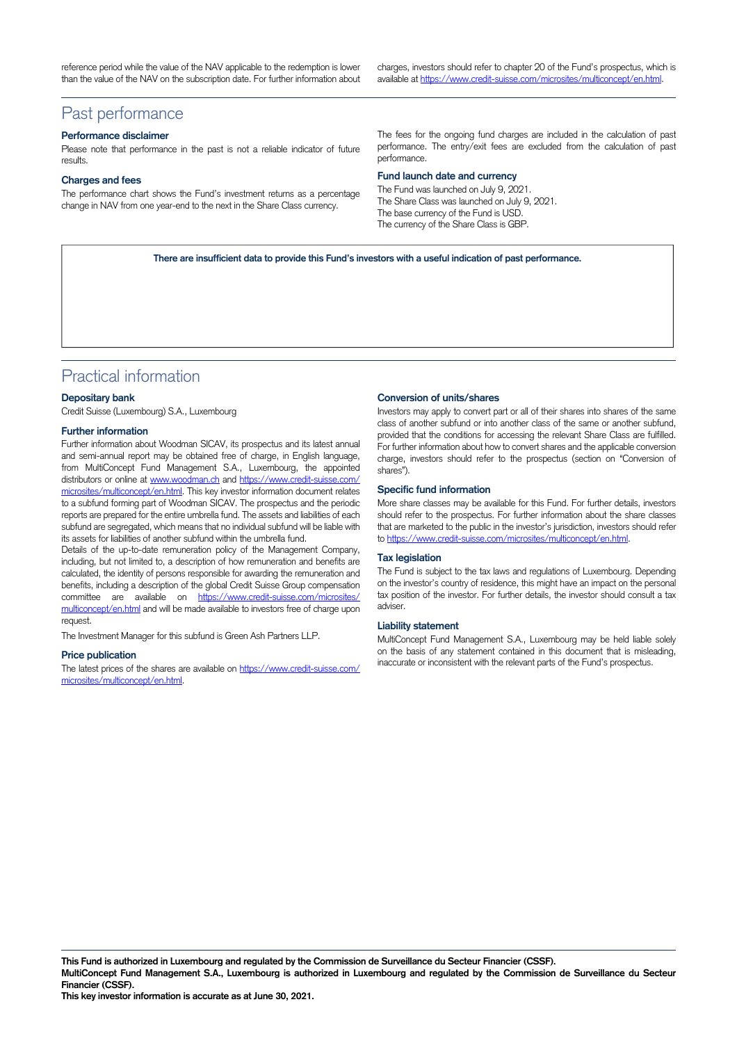reference period while the value of the NAV applicable to the redemption is lower than the value of the NAV on the subscription date. For further information about charges, investors should refer to chapter 20 of the Fund's prospectus, which is available at https://www.credit-suisse.com/microsites/multiconcept/en.html.

## Past performance

### Performance disclaimer

Please note that performance in the past is not a reliable indicator of future results.

### Charges and fees

The performance chart shows the Fund's investment returns as a percentage change in NAV from one year-end to the next in the Share Class currency.

The fees for the ongoing fund charges are included in the calculation of past performance. The entry/exit fees are excluded from the calculation of past performance.

### Fund launch date and currency

The Fund was launched on July 9, 2021.
The Share Class was launched on July 9, 2021.
The base currency of the Fund is USD.
The currency of the Share Class is GBP.

**There are insufficient data to provide this Fund's investors with a useful indication of past performance.**

## Practical information

### Depositary bank

Credit Suisse (Luxembourg) S.A., Luxembourg

### Further information

Further information about Woodman SICAV, its prospectus and its latest annual and semi-annual report may be obtained free of charge, in English language, from MultiConcept Fund Management S.A., Luxembourg, the appointed distributors or online at www.woodman.ch and https://www.credit-suisse.com/microsites/multiconcept/en.html. This key investor information document relates to a subfund forming part of Woodman SICAV. The prospectus and the periodic reports are prepared for the entire umbrella fund. The assets and liabilities of each subfund are segregated, which means that no individual subfund will be liable with its assets for liabilities of another subfund within the umbrella fund.

Details of the up-to-date remuneration policy of the Management Company, including, but not limited to, a description of how remuneration and benefits are calculated, the identity of persons responsible for awarding the remuneration and benefits, including a description of the global Credit Suisse Group compensation committee are available on https://www.credit-suisse.com/microsites/multiconcept/en.html and will be made available to investors free of charge upon request.

The Investment Manager for this subfund is Green Ash Partners LLP.

### Price publication

The latest prices of the shares are available on https://www.credit-suisse.com/microsites/multiconcept/en.html.

### Conversion of units/shares

Investors may apply to convert part or all of their shares into shares of the same class of another subfund or into another class of the same or another subfund, provided that the conditions for accessing the relevant Share Class are fulfilled. For further information about how to convert shares and the applicable conversion charge, investors should refer to the prospectus (section on "Conversion of shares").

### Specific fund information

More share classes may be available for this Fund. For further details, investors should refer to the prospectus. For further information about the share classes that are marketed to the public in the investor's jurisdiction, investors should refer to https://www.credit-suisse.com/microsites/multiconcept/en.html.

### Tax legislation

The Fund is subject to the tax laws and regulations of Luxembourg. Depending on the investor's country of residence, this might have an impact on the personal tax position of the investor. For further details, the investor should consult a tax adviser.

### Liability statement

MultiConcept Fund Management S.A., Luxembourg may be held liable solely on the basis of any statement contained in this document that is misleading, inaccurate or inconsistent with the relevant parts of the Fund's prospectus.

**This Fund is authorized in Luxembourg and regulated by the Commission de Surveillance du Secteur Financier (CSSF).**
**MultiConcept Fund Management S.A., Luxembourg is authorized in Luxembourg and regulated by the Commission de Surveillance du Secteur Financier (CSSF).**
**This key investor information is accurate as at June 30, 2021.**